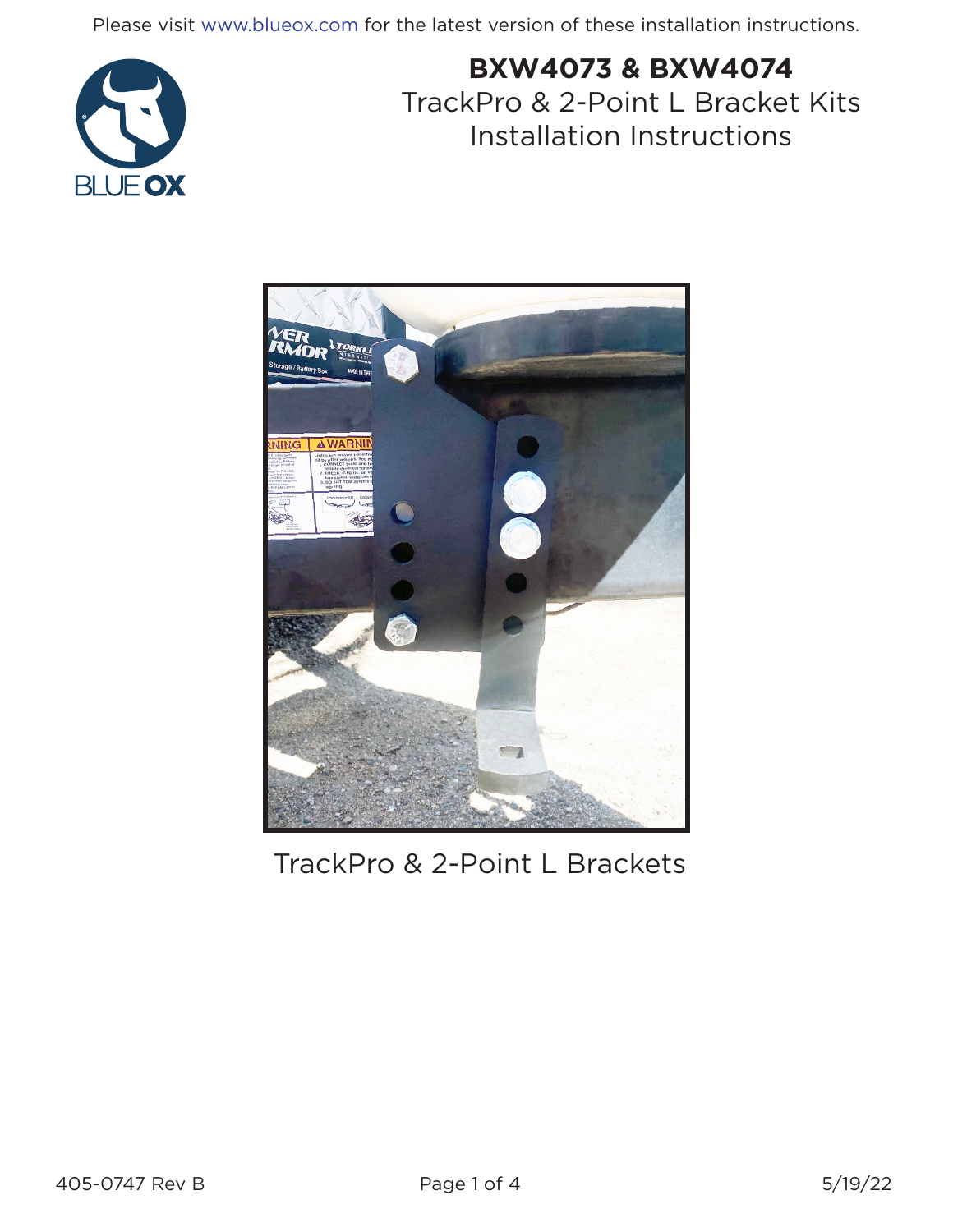Please visit www.blueox.com for the latest version of these installation instructions.

# BXW4073 & BXW4074

## TrackPro & 2-Point L Bracket Kits Installation Instructions

TrackPro & 2-Point L Brackets

405-0747 Rev B

5/19/22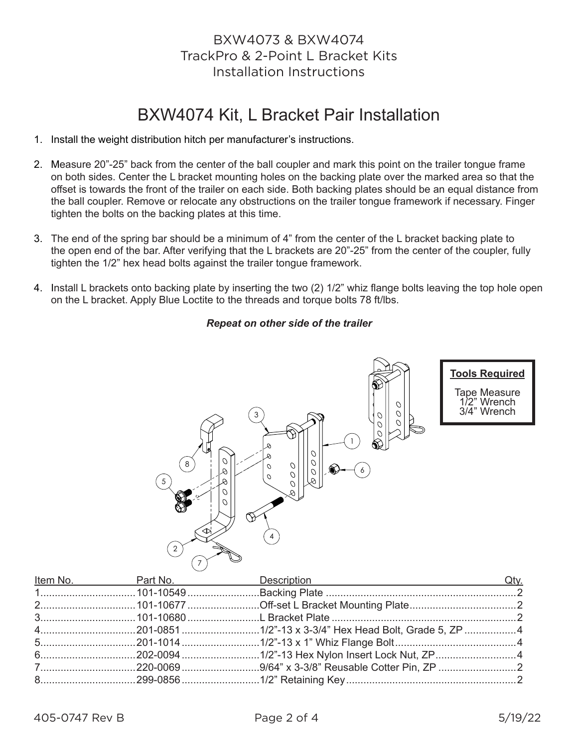BXW4073 & BXW4074
TrackPro & 2-Point L Bracket Kits
Installation Instructions

# BXW4074 Kit, L Bracket Pair Installation

1. Install the weight distribution hitch per manufacturer's instructions.
2. Measure 20"-25" back from the center of the ball coupler and mark this point on the trailer tongue frame on both sides. Center the L bracket mounting holes on the backing plate over the marked area so that the offset is towards the front of the trailer on each side. Both backing plates should be an equal distance from the ball coupler. Remove or relocate any obstructions on the trailer tongue framework if necessary. Finger tighten the bolts on the backing plates at this time.
3. The end of the spring bar should be a minimum of 4" from the center of the L bracket backing plate to the open end of the bar. After verifying that the L brackets are 20"-25" from the center of the coupler, fully tighten the 1/2" hex head bolts against the trailer tongue framework.
4. Install L brackets onto backing plate by inserting the two (2) 1/2" whiz flange bolts leaving the top hole open on the L bracket. Apply Blue Loctite to the threads and torque bolts 78 ft/lbs.

***Repeat on other side of the trailer***

**Tools Required**

Tape Measure
1/2" Wrench
3/4" Wrench

| Item No. | Part No. | Description | Qty. |
|---|---|---|---|
| 1 | 101-10549 | Backing Plate | 2 |
| 2 | 101-10677 | Off-set L Bracket Mounting Plate | 2 |
| 3 | 101-10680 | L Bracket Plate | 2 |
| 4 | 201-0851 | 1/2"-13 x 3-3/4" Hex Head Bolt, Grade 5, ZP | 4 |
| 5 | 201-1014 | 1/2"-13 x 1" Whiz Flange Bolt | 4 |
| 6 | 202-0094 | 1/2"-13 Hex Nylon Insert Lock Nut, ZP | 4 |
| 7 | 220-0069 | 9/64" x 3-3/8" Reusable Cotter Pin, ZP | 2 |
| 8 | 299-0856 | 1/2" Retaining Key | 2 |

405-0747 Rev B 5/19/22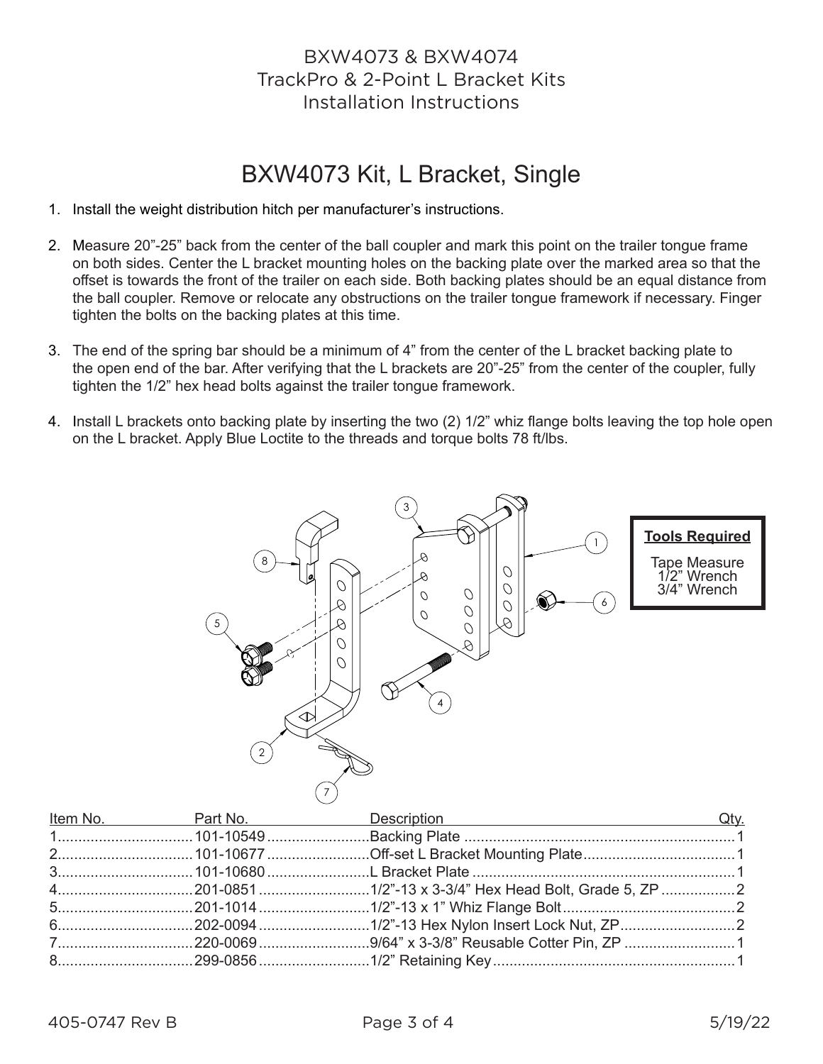BXW4073 & BXW4074
TrackPro & 2-Point L Bracket Kits
Installation Instructions

# BXW4073 Kit, L Bracket, Single

1. Install the weight distribution hitch per manufacturer's instructions.
2. Measure 20"-25" back from the center of the ball coupler and mark this point on the trailer tongue frame on both sides. Center the L bracket mounting holes on the backing plate over the marked area so that the offset is towards the front of the trailer on each side. Both backing plates should be an equal distance from the ball coupler. Remove or relocate any obstructions on the trailer tongue framework if necessary. Finger tighten the bolts on the backing plates at this time.
3. The end of the spring bar should be a minimum of 4" from the center of the L bracket backing plate to the open end of the bar. After verifying that the L brackets are 20"-25" from the center of the coupler, fully tighten the 1/2" hex head bolts against the trailer tongue framework.
4. Install L brackets onto backing plate by inserting the two (2) 1/2" whiz flange bolts leaving the top hole open on the L bracket. Apply Blue Loctite to the threads and torque bolts 78 ft/lbs.

**Tools Required**

Tape Measure
1/2" Wrench
3/4" Wrench

| Item No. | Part No. | Description | Qty. |
|---|---|---|---|
| 1 | 101-10549 | Backing Plate | 1 |
| 2 | 101-10677 | Off-set L Bracket Mounting Plate | 1 |
| 3 | 101-10680 | L Bracket Plate | 1 |
| 4 | 201-0851 | 1/2"-13 x 3-3/4" Hex Head Bolt, Grade 5, ZP | 2 |
| 5 | 201-1014 | 1/2"-13 x 1" Whiz Flange Bolt | 2 |
| 6 | 202-0094 | 1/2"-13 Hex Nylon Insert Lock Nut, ZP | 2 |
| 7 | 220-0069 | 9/64" x 3-3/8" Reusable Cotter Pin, ZP | 1 |
| 8 | 299-0856 | 1/2" Retaining Key | 1 |

405-0747 Rev B 5/19/22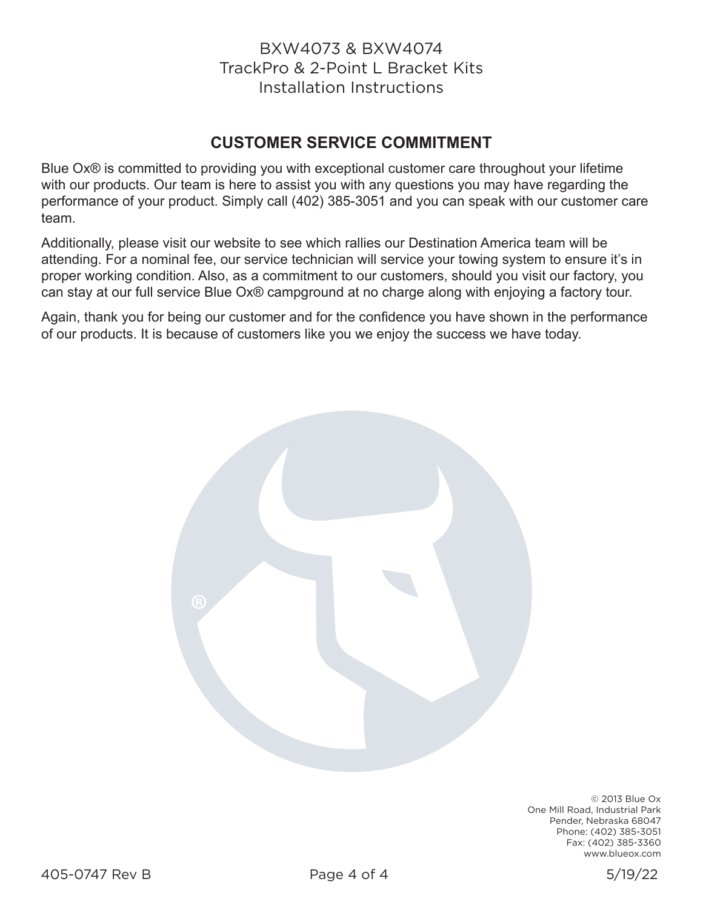BXW4073 & BXW4074
TrackPro & 2-Point L Bracket Kits
Installation Instructions

## CUSTOMER SERVICE COMMITMENT

Blue Ox® is committed to providing you with exceptional customer care throughout your lifetime with our products. Our team is here to assist you with any questions you may have regarding the performance of your product. Simply call (402) 385-3051 and you can speak with our customer care team.

Additionally, please visit our website to see which rallies our Destination America team will be attending. For a nominal fee, our service technician will service your towing system to ensure it's in proper working condition. Also, as a commitment to our customers, should you visit our factory, you can stay at our full service Blue Ox® campground at no charge along with enjoying a factory tour.

Again, thank you for being our customer and for the confidence you have shown in the performance of our products. It is because of customers like you we enjoy the success we have today.

© 2013 Blue Ox
One Mill Road, Industrial Park
Pender, Nebraska 68047
Phone: (402) 385-3051
Fax: (402) 385-3360
www.blueox.com

405-0747 Rev B 5/19/22